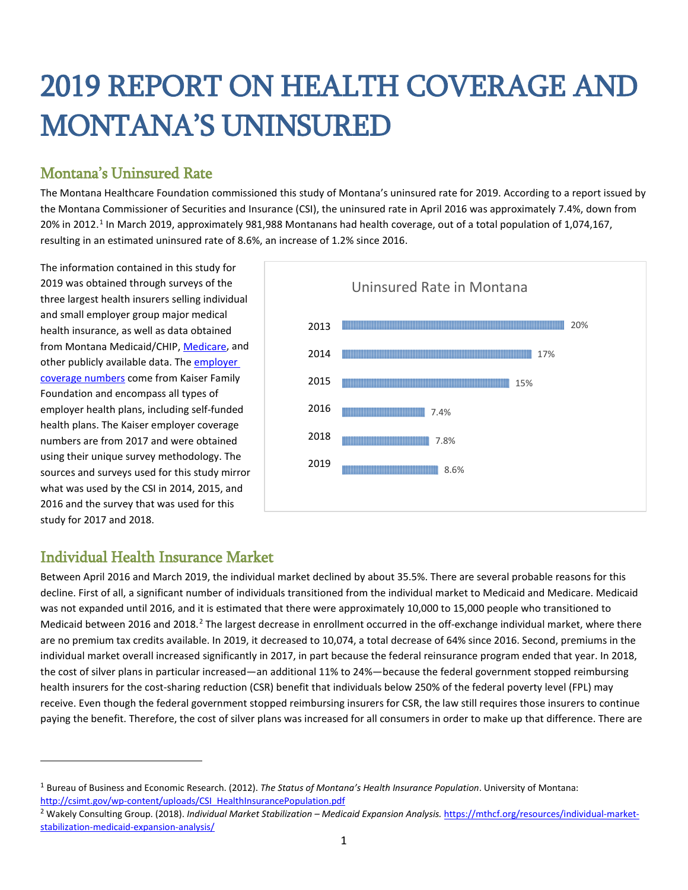# 2019 REPORT ON HEALTH COVERAGE AND MONTANA'S UNINSURED

## Montana's Uninsured Rate

The Montana Healthcare Foundation commissioned this study of Montana's uninsured rate for 2019. According to a report issued by the Montana Commissioner of Securities and Insurance (CSI), the uninsured rate in April 2016 was approximately 7.4%, down from 20% in 2012.[1] In March 2019, approximately 981,988 Montanans had health coverage, out of a total population of 1,074,167, resulting in an estimated uninsured rate of 8.6%, an increase of 1.2% since 2016.

The information contained in this study for 2019 was obtained through surveys of the three largest health insurers selling individual and small employer group major medical health insurance, as well as data obtained from Montana Medicaid/CHIP, Medicare, and other publicly available data. The employer coverage numbers come from Kaiser Family Foundation and encompass all types of employer health plans, including self-funded health plans. The Kaiser employer coverage numbers are from 2017 and were obtained using their unique survey methodology. The sources and surveys used for this study mirror what was used by the CSI in 2014, 2015, and 2016 and the survey that was used for this study for 2017 and 2018.

**Uninsured Rate in Montana**

| Year | Uninsured Rate |
|---|---|
| 2013 | 20% |
| 2014 | 17% |
| 2015 | 15% |
| 2016 | 7.4% |
| 2018 | 7.8% |
| 2019 | 8.6% |

## Individual Health Insurance Market

Between April 2016 and March 2019, the individual market declined by about 35.5%. There are several probable reasons for this decline. First of all, a significant number of individuals transitioned from the individual market to Medicaid and Medicare. Medicaid was not expanded until 2016, and it is estimated that there were approximately 10,000 to 15,000 people who transitioned to Medicaid between 2016 and 2018.[2] The largest decrease in enrollment occurred in the off-exchange individual market, where there are no premium tax credits available. In 2019, it decreased to 10,074, a total decrease of 64% since 2016. Second, premiums in the individual market overall increased significantly in 2017, in part because the federal reinsurance program ended that year. In 2018, the cost of silver plans in particular increased—an additional 11% to 24%—because the federal government stopped reimbursing health insurers for the cost-sharing reduction (CSR) benefit that individuals below 250% of the federal poverty level (FPL) may receive. Even though the federal government stopped reimbursing insurers for CSR, the law still requires those insurers to continue paying the benefit. Therefore, the cost of silver plans was increased for all consumers in order to make up that difference. There are

---

[1] Bureau of Business and Economic Research. (2012). *The Status of Montana's Health Insurance Population*. University of Montana: http://csimt.gov/wp-content/uploads/CSI_HealthInsurancePopulation.pdf

[2] Wakely Consulting Group. (2018). *Individual Market Stabilization – Medicaid Expansion Analysis.* https://mthcf.org/resources/individual-market-stabilization-medicaid-expansion-analysis/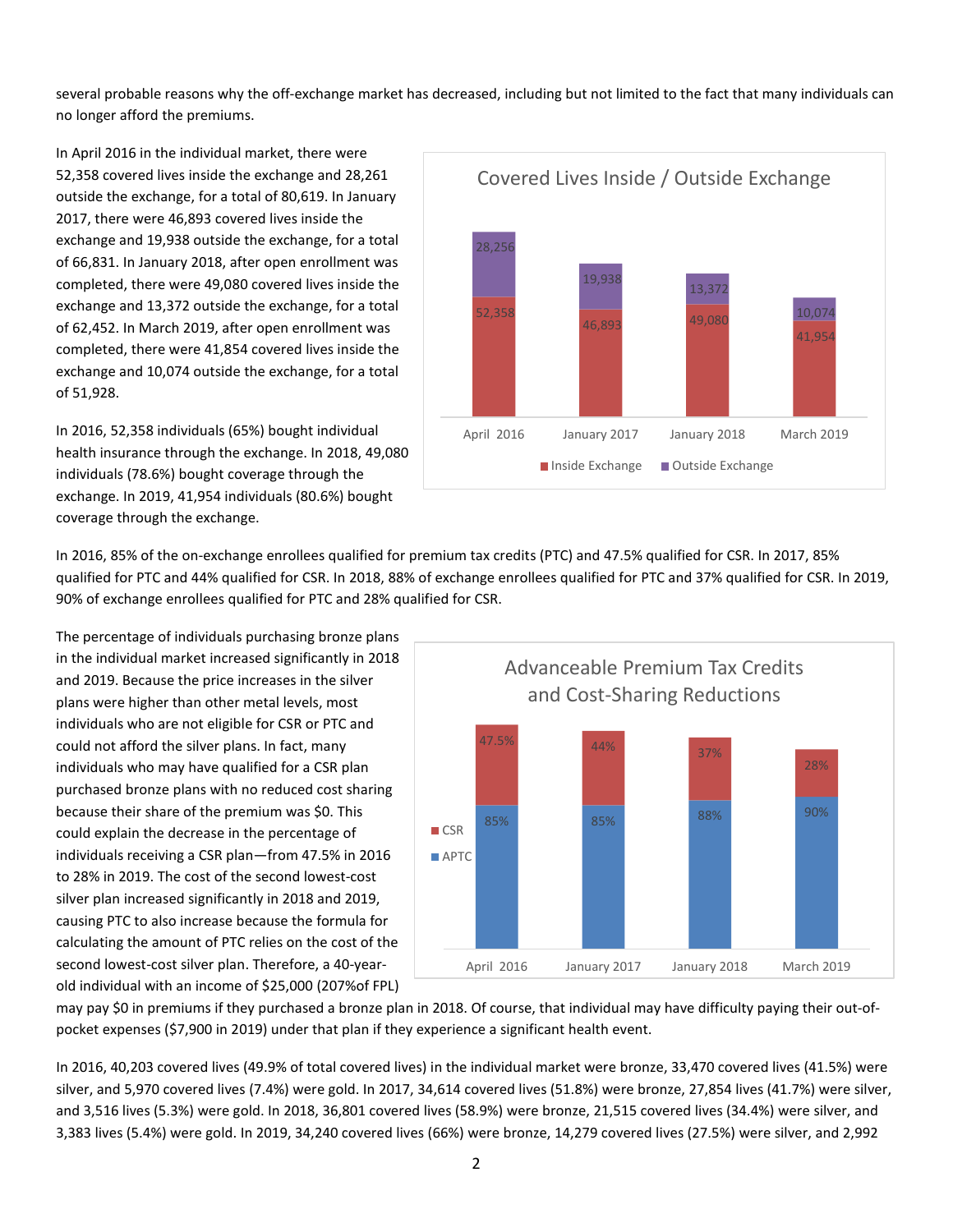several probable reasons why the off-exchange market has decreased, including but not limited to the fact that many individuals can no longer afford the premiums.

In April 2016 in the individual market, there were 52,358 covered lives inside the exchange and 28,261 outside the exchange, for a total of 80,619. In January 2017, there were 46,893 covered lives inside the exchange and 19,938 outside the exchange, for a total of 66,831. In January 2018, after open enrollment was completed, there were 49,080 covered lives inside the exchange and 13,372 outside the exchange, for a total of 62,452. In March 2019, after open enrollment was completed, there were 41,854 covered lives inside the exchange and 10,074 outside the exchange, for a total of 51,928.

**Covered Lives Inside / Outside Exchange**

| | April 2016 | January 2017 | January 2018 | March 2019 |
|---|---|---|---|---|
| Inside Exchange | 52,358 | 46,893 | 49,080 | 41,954 |
| Outside Exchange | 28,256 | 19,938 | 13,372 | 10,074 |

In 2016, 52,358 individuals (65%) bought individual health insurance through the exchange. In 2018, 49,080 individuals (78.6%) bought coverage through the exchange. In 2019, 41,954 individuals (80.6%) bought coverage through the exchange.

In 2016, 85% of the on-exchange enrollees qualified for premium tax credits (PTC) and 47.5% qualified for CSR. In 2017, 85% qualified for PTC and 44% qualified for CSR. In 2018, 88% of exchange enrollees qualified for PTC and 37% qualified for CSR. In 2019, 90% of exchange enrollees qualified for PTC and 28% qualified for CSR.

The percentage of individuals purchasing bronze plans in the individual market increased significantly in 2018 and 2019. Because the price increases in the silver plans were higher than other metal levels, most individuals who are not eligible for CSR or PTC and could not afford the silver plans. In fact, many individuals who may have qualified for a CSR plan purchased bronze plans with no reduced cost sharing because their share of the premium was $0. This could explain the decrease in the percentage of individuals receiving a CSR plan—from 47.5% in 2016 to 28% in 2019. The cost of the second lowest-cost silver plan increased significantly in 2018 and 2019, causing PTC to also increase because the formula for calculating the amount of PTC relies on the cost of the second lowest-cost silver plan. Therefore, a 40-year-old individual with an income of $25,000 (207%of FPL) may pay $0 in premiums if they purchased a bronze plan in 2018. Of course, that individual may have difficulty paying their out-of-pocket expenses ($7,900 in 2019) under that plan if they experience a significant health event.

**Advanceable Premium Tax Credits and Cost-Sharing Reductions**

| | April 2016 | January 2017 | January 2018 | March 2019 |
|---|---|---|---|---|
| CSR | 47.5% | 44% | 37% | 28% |
| APTC | 85% | 85% | 88% | 90% |

In 2016, 40,203 covered lives (49.9% of total covered lives) in the individual market were bronze, 33,470 covered lives (41.5%) were silver, and 5,970 covered lives (7.4%) were gold. In 2017, 34,614 covered lives (51.8%) were bronze, 27,854 lives (41.7%) were silver, and 3,516 lives (5.3%) were gold. In 2018, 36,801 covered lives (58.9%) were bronze, 21,515 covered lives (34.4%) were silver, and 3,383 lives (5.4%) were gold. In 2019, 34,240 covered lives (66%) were bronze, 14,279 covered lives (27.5%) were silver, and 2,992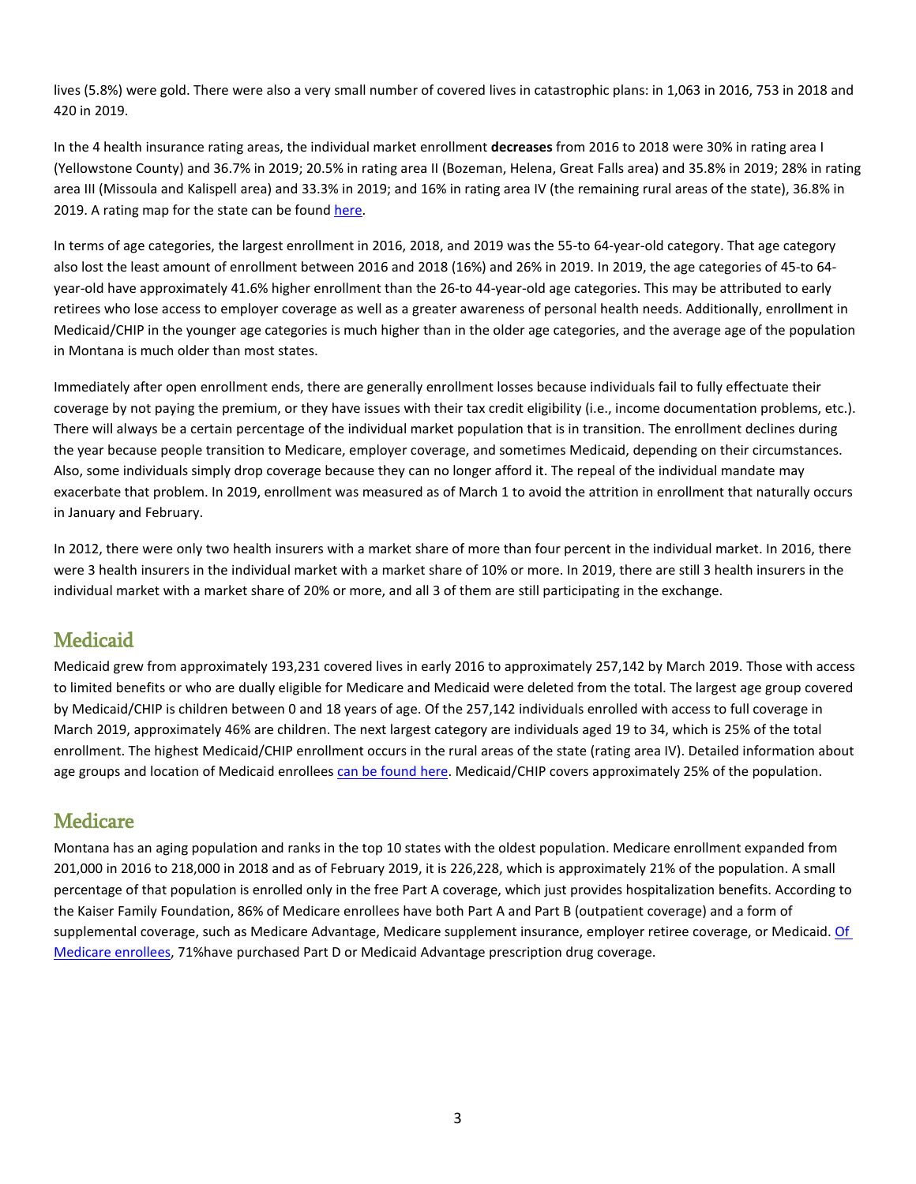lives (5.8%) were gold. There were also a very small number of covered lives in catastrophic plans: in 1,063 in 2016, 753 in 2018 and 420 in 2019.

In the 4 health insurance rating areas, the individual market enrollment **decreases** from 2016 to 2018 were 30% in rating area I (Yellowstone County) and 36.7% in 2019; 20.5% in rating area II (Bozeman, Helena, Great Falls area) and 35.8% in 2019; 28% in rating area III (Missoula and Kalispell area) and 33.3% in 2019; and 16% in rating area IV (the remaining rural areas of the state), 36.8% in 2019. A rating map for the state can be found here.

In terms of age categories, the largest enrollment in 2016, 2018, and 2019 was the 55-to 64-year-old category. That age category also lost the least amount of enrollment between 2016 and 2018 (16%) and 26% in 2019. In 2019, the age categories of 45-to 64-year-old have approximately 41.6% higher enrollment than the 26-to 44-year-old age categories. This may be attributed to early retirees who lose access to employer coverage as well as a greater awareness of personal health needs. Additionally, enrollment in Medicaid/CHIP in the younger age categories is much higher than in the older age categories, and the average age of the population in Montana is much older than most states.

Immediately after open enrollment ends, there are generally enrollment losses because individuals fail to fully effectuate their coverage by not paying the premium, or they have issues with their tax credit eligibility (i.e., income documentation problems, etc.). There will always be a certain percentage of the individual market population that is in transition. The enrollment declines during the year because people transition to Medicare, employer coverage, and sometimes Medicaid, depending on their circumstances. Also, some individuals simply drop coverage because they can no longer afford it. The repeal of the individual mandate may exacerbate that problem. In 2019, enrollment was measured as of March 1 to avoid the attrition in enrollment that naturally occurs in January and February.

In 2012, there were only two health insurers with a market share of more than four percent in the individual market. In 2016, there were 3 health insurers in the individual market with a market share of 10% or more. In 2019, there are still 3 health insurers in the individual market with a market share of 20% or more, and all 3 of them are still participating in the exchange.

## Medicaid

Medicaid grew from approximately 193,231 covered lives in early 2016 to approximately 257,142 by March 2019. Those with access to limited benefits or who are dually eligible for Medicare and Medicaid were deleted from the total. The largest age group covered by Medicaid/CHIP is children between 0 and 18 years of age. Of the 257,142 individuals enrolled with access to full coverage in March 2019, approximately 46% are children. The next largest category are individuals aged 19 to 34, which is 25% of the total enrollment. The highest Medicaid/CHIP enrollment occurs in the rural areas of the state (rating area IV). Detailed information about age groups and location of Medicaid enrollees can be found here. Medicaid/CHIP covers approximately 25% of the population.

## Medicare

Montana has an aging population and ranks in the top 10 states with the oldest population. Medicare enrollment expanded from 201,000 in 2016 to 218,000 in 2018 and as of February 2019, it is 226,228, which is approximately 21% of the population. A small percentage of that population is enrolled only in the free Part A coverage, which just provides hospitalization benefits. According to the Kaiser Family Foundation, 86% of Medicare enrollees have both Part A and Part B (outpatient coverage) and a form of supplemental coverage, such as Medicare Advantage, Medicare supplement insurance, employer retiree coverage, or Medicaid. Of Medicare enrollees, 71%have purchased Part D or Medicaid Advantage prescription drug coverage.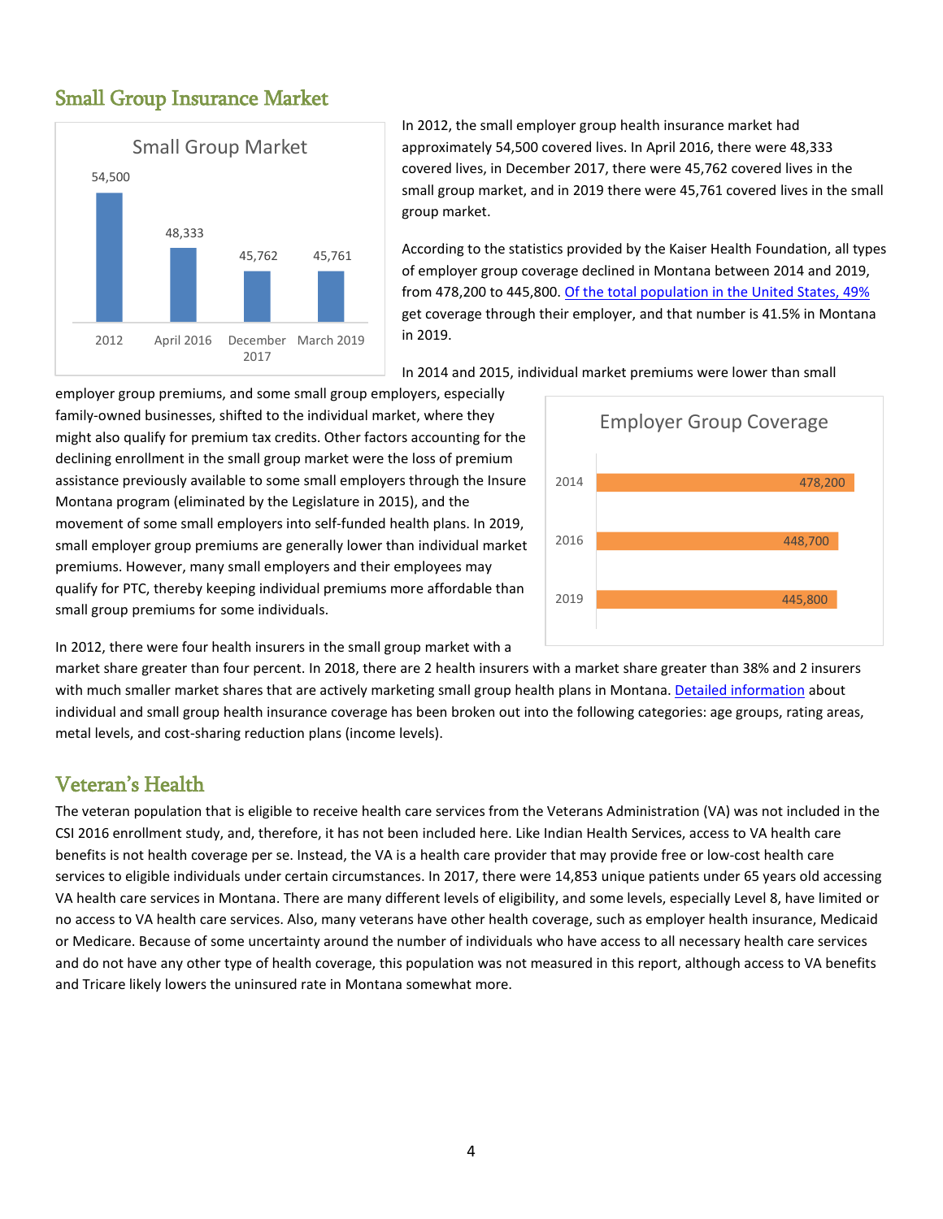## Small Group Insurance Market

**Small Group Market**

| 2012 | April 2016 | December 2017 | March 2019 |
|---|---|---|---|
| 54,500 | 48,333 | 45,762 | 45,761 |

In 2012, the small employer group health insurance market had approximately 54,500 covered lives. In April 2016, there were 48,333 covered lives, in December 2017, there were 45,762 covered lives in the small group market, and in 2019 there were 45,761 covered lives in the small group market.

According to the statistics provided by the Kaiser Health Foundation, all types of employer group coverage declined in Montana between 2014 and 2019, from 478,200 to 445,800. Of the total population in the United States, 49% get coverage through their employer, and that number is 41.5% in Montana in 2019.

In 2014 and 2015, individual market premiums were lower than small employer group premiums, and some small group employers, especially family-owned businesses, shifted to the individual market, where they might also qualify for premium tax credits. Other factors accounting for the declining enrollment in the small group market were the loss of premium assistance previously available to some small employers through the Insure Montana program (eliminated by the Legislature in 2015), and the movement of some small employers into self-funded health plans. In 2019, small employer group premiums are generally lower than individual market premiums. However, many small employers and their employees may qualify for PTC, thereby keeping individual premiums more affordable than small group premiums for some individuals.

**Employer Group Coverage**

| Year | Coverage |
|---|---|
| 2014 | 478,200 |
| 2016 | 448,700 |
| 2019 | 445,800 |

In 2012, there were four health insurers in the small group market with a market share greater than four percent. In 2018, there are 2 health insurers with a market share greater than 38% and 2 insurers with much smaller market shares that are actively marketing small group health plans in Montana. Detailed information about individual and small group health insurance coverage has been broken out into the following categories: age groups, rating areas, metal levels, and cost-sharing reduction plans (income levels).

## Veteran's Health

The veteran population that is eligible to receive health care services from the Veterans Administration (VA) was not included in the CSI 2016 enrollment study, and, therefore, it has not been included here. Like Indian Health Services, access to VA health care benefits is not health coverage per se. Instead, the VA is a health care provider that may provide free or low-cost health care services to eligible individuals under certain circumstances. In 2017, there were 14,853 unique patients under 65 years old accessing VA health care services in Montana. There are many different levels of eligibility, and some levels, especially Level 8, have limited or no access to VA health care services. Also, many veterans have other health coverage, such as employer health insurance, Medicaid or Medicare. Because of some uncertainty around the number of individuals who have access to all necessary health care services and do not have any other type of health coverage, this population was not measured in this report, although access to VA benefits and Tricare likely lowers the uninsured rate in Montana somewhat more.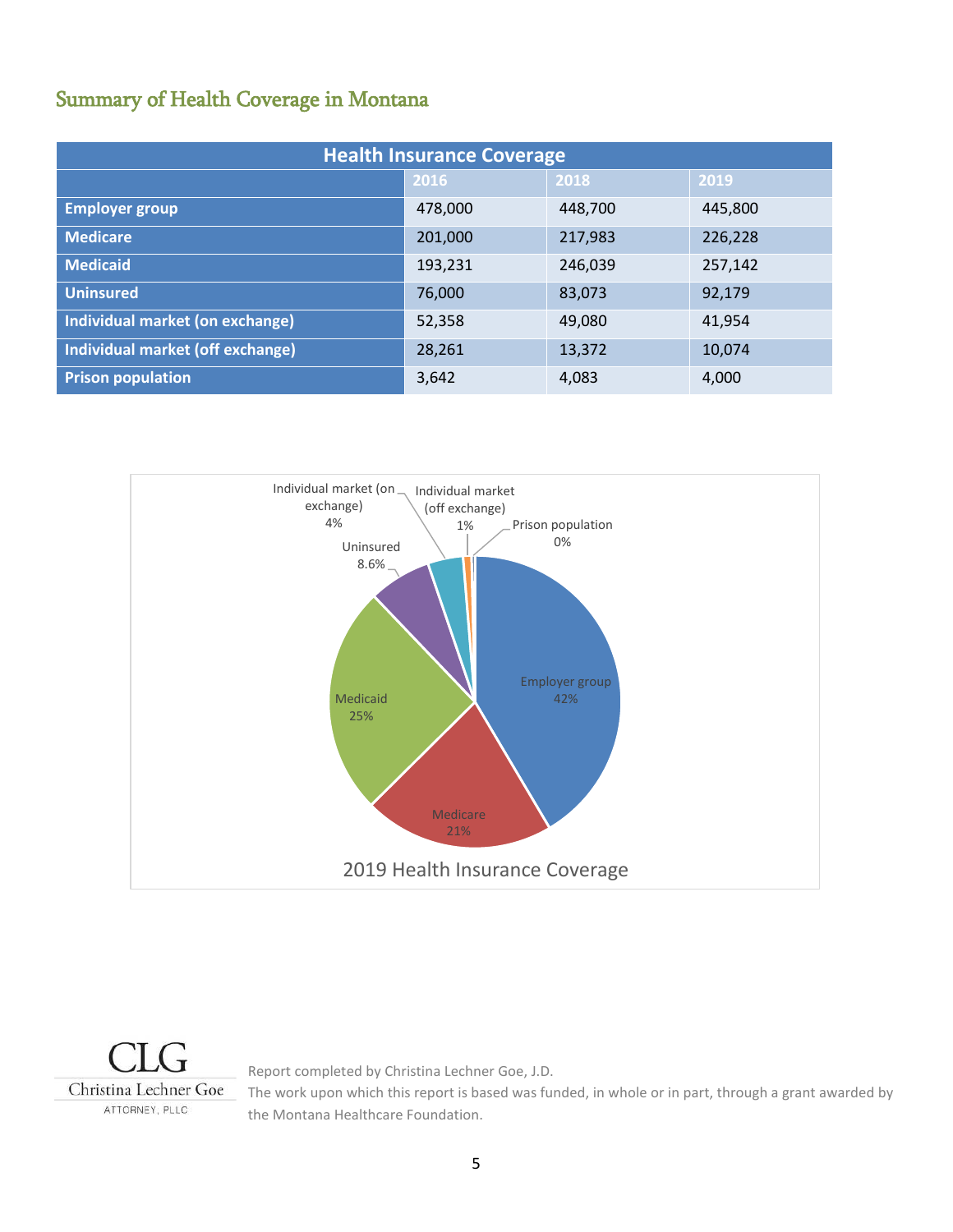## Summary of Health Coverage in Montana

| Health Insurance Coverage | | | |
|---|---|---|---|
| | 2016 | 2018 | 2019 |
| Employer group | 478,000 | 448,700 | 445,800 |
| Medicare | 201,000 | 217,983 | 226,228 |
| Medicaid | 193,231 | 246,039 | 257,142 |
| Uninsured | 76,000 | 83,073 | 92,179 |
| Individual market (on exchange) | 52,358 | 49,080 | 41,954 |
| Individual market (off exchange) | 28,261 | 13,372 | 10,074 |
| Prison population | 3,642 | 4,083 | 4,000 |

Individual market (on exchange) 4%
Individual market (off exchange) 1%
Prison population 0%
Uninsured 8.6%
Employer group 42%
Medicaid 25%
Medicare 21%

2019 Health Insurance Coverage

Report completed by Christina Lechner Goe, J.D.
The work upon which this report is based was funded, in whole or in part, through a grant awarded by the Montana Healthcare Foundation.